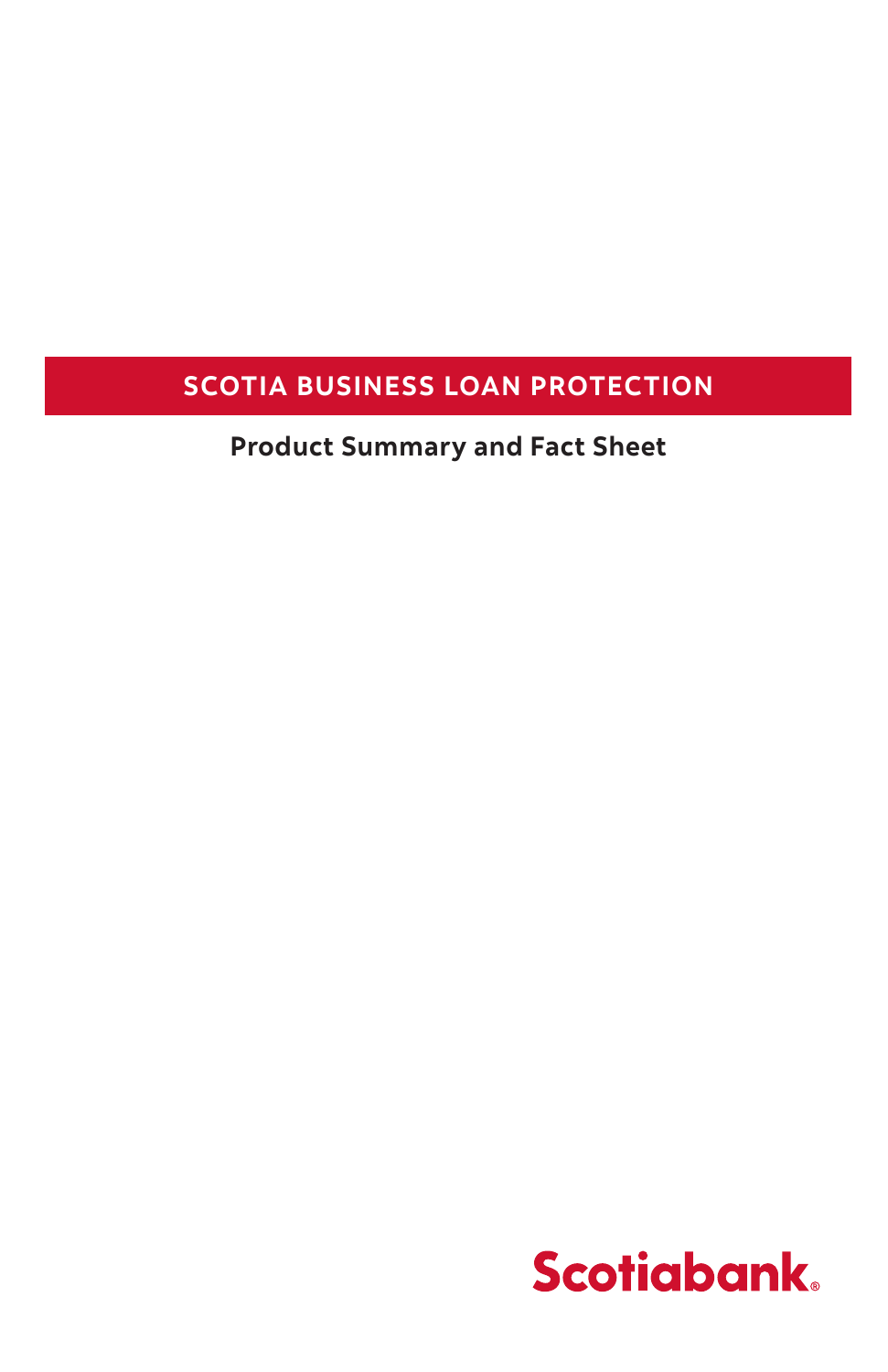# SCOTIA BUSINESS LOAN PROTECTION

## Product Summary and Fact Sheet

Scotiabank.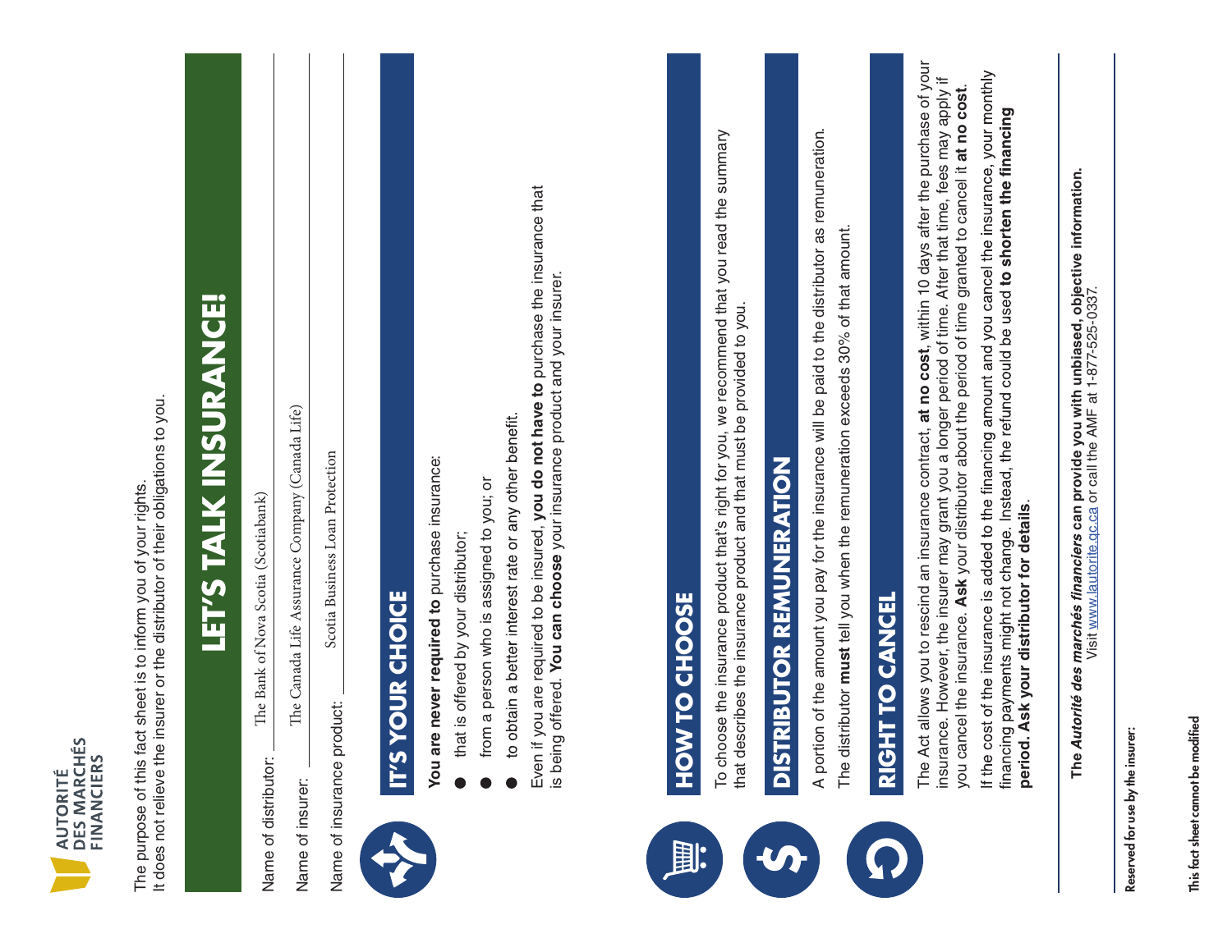AUTORITÉ DES MARCHÉS FINANCIERS

The purpose of this fact sheet is to inform you of your rights.
It does not relieve the insurer or the distributor of their obligations to you.

# LET'S TALK INSURANCE!

Name of distributor: The Bank of Nova Scotia (Scotiabank)

Name of insurer: The Canada Life Assurance Company (Canada Life)

Name of insurance product: Scotia Business Loan Protection

## IT'S YOUR CHOICE

**You are never required to** purchase insurance:

- that is offered by your distributor;
- from a person who is assigned to you; or
- to obtain a better interest rate or any other benefit.

Even if you are required to be insured, **you do not have to** purchase the insurance that is being offered. **You can choose** your insurance product and your insurer.

## HOW TO CHOOSE

To choose the insurance product that's right for you, we recommend that you read the summary that describes the insurance product and that must be provided to you.

## DISTRIBUTOR REMUNERATION

A portion of the amount you pay for the insurance will be paid to the distributor as remuneration.

The distributor **must** tell you when the remuneration exceeds 30% of that amount.

## RIGHT TO CANCEL

The Act allows you to rescind an insurance contract, **at no cost**, within 10 days after the purchase of your insurance. However, the insurer may grant you a longer period of time. After that time, fees may apply if you cancel the insurance. **Ask** your distributor about the period of time granted to cancel it **at no cost**.

If the cost of the insurance is added to the financing amount and you cancel the insurance, your monthly financing payments might not change. Instead, the refund could be used **to shorten the financing period**. **Ask your distributor for details**.

**The *Autorité des marchés financiers* can provide you with unbiased, objective information.**
Visit www.lautorite.qc.ca or call the AMF at 1-877-525-0337.

Reserved for use by the insurer:

This fact sheet cannot be modified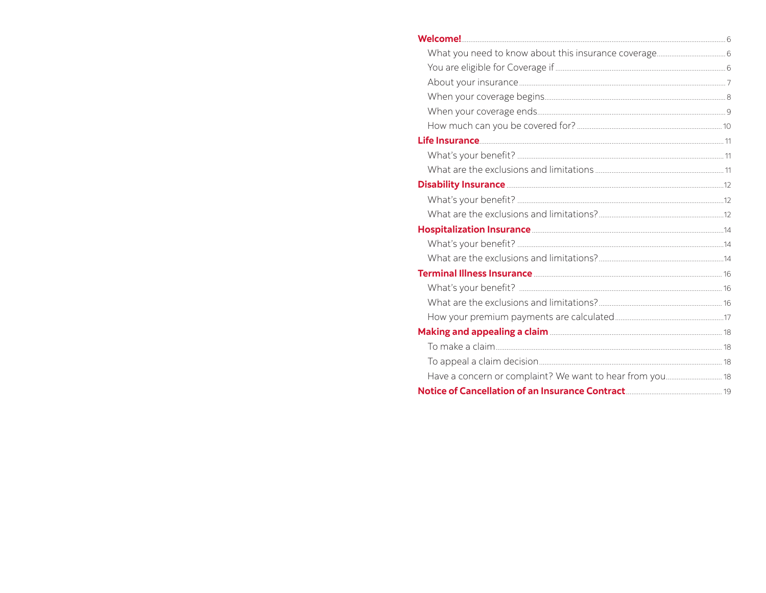**Welcome!** 6

- What you need to know about this insurance coverage 6
- You are eligible for Coverage if 6
- About your insurance 7
- When your coverage begins 8
- When your coverage ends 9
- How much can you be covered for? 10

**Life Insurance** 11

- What's your benefit? 11
- What are the exclusions and limitations 11

**Disability Insurance** 12

- What's your benefit? 12
- What are the exclusions and limitations? 12

**Hospitalization Insurance** 14

- What's your benefit? 14
- What are the exclusions and limitations? 14

**Terminal Illness Insurance** 16

- What's your benefit? 16
- What are the exclusions and limitations? 16
- How your premium payments are calculated 17

**Making and appealing a claim** 18

- To make a claim 18
- To appeal a claim decision 18
- Have a concern or complaint? We want to hear from you 18

**Notice of Cancellation of an Insurance Contract** 19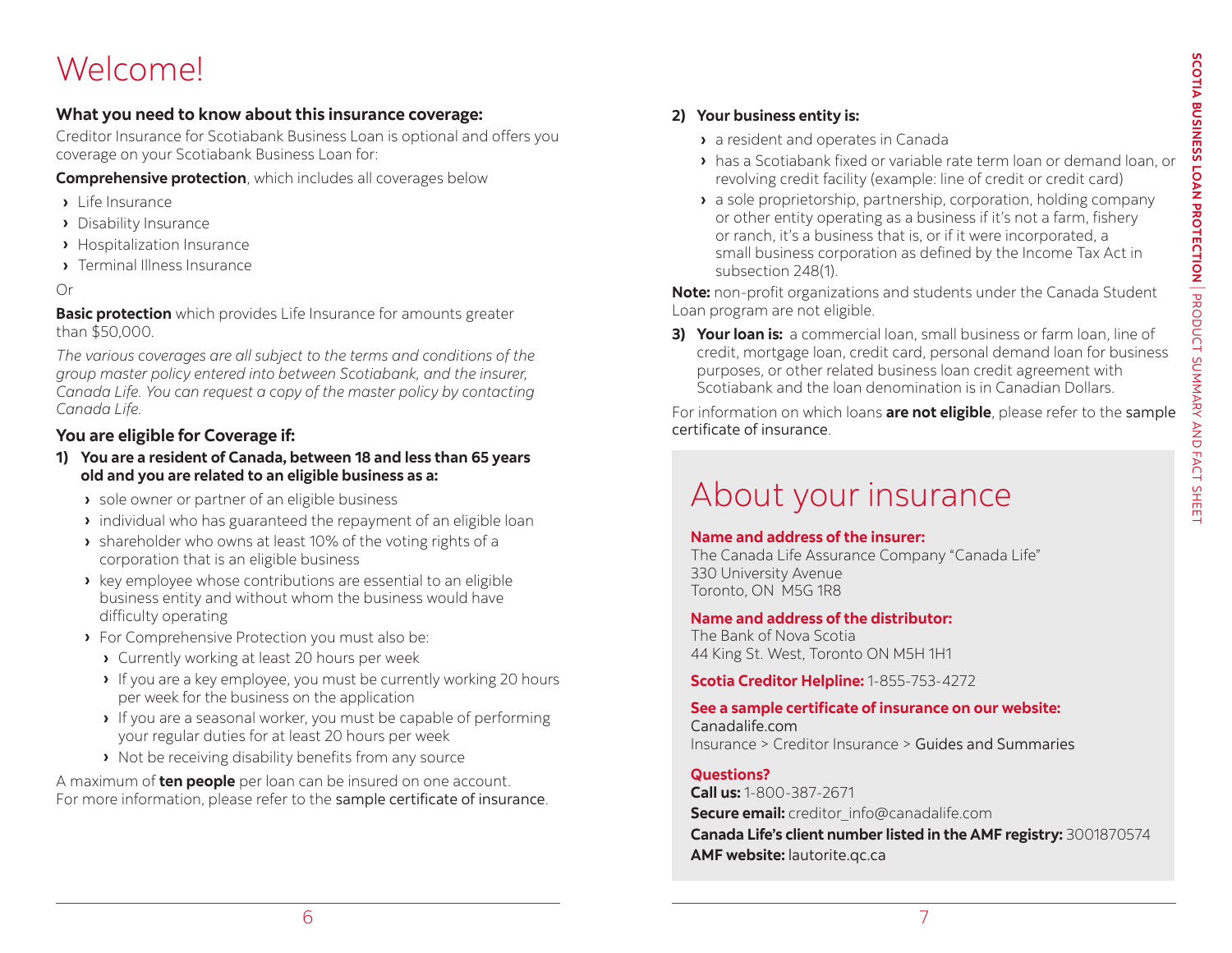# Welcome!

### What you need to know about this insurance coverage:

Creditor Insurance for Scotiabank Business Loan is optional and offers you coverage on your Scotiabank Business Loan for:

**Comprehensive protection**, which includes all coverages below

- Life Insurance
- Disability Insurance
- Hospitalization Insurance
- Terminal Illness Insurance

Or

**Basic protection** which provides Life Insurance for amounts greater than $50,000.

*The various coverages are all subject to the terms and conditions of the group master policy entered into between Scotiabank, and the insurer, Canada Life. You can request a copy of the master policy by contacting Canada Life.*

### You are eligible for Coverage if:

1) **You are a resident of Canada, between 18 and less than 65 years old and you are related to an eligible business as a:**
   - sole owner or partner of an eligible business
   - individual who has guaranteed the repayment of an eligible loan
   - shareholder who owns at least 10% of the voting rights of a corporation that is an eligible business
   - key employee whose contributions are essential to an eligible business entity and without whom the business would have difficulty operating
   - For Comprehensive Protection you must also be:
     - Currently working at least 20 hours per week
     - If you are a key employee, you must be currently working 20 hours per week for the business on the application
     - If you are a seasonal worker, you must be capable of performing your regular duties for at least 20 hours per week
     - Not be receiving disability benefits from any source

A maximum of **ten people** per loan can be insured on one account. For more information, please refer to the sample certificate of insurance.

2) **Your business entity is:**
   - a resident and operates in Canada
   - has a Scotiabank fixed or variable rate term loan or demand loan, or revolving credit facility (example: line of credit or credit card)
   - a sole proprietorship, partnership, corporation, holding company or other entity operating as a business if it's not a farm, fishery or ranch, it's a business that is, or if it were incorporated, a small business corporation as defined by the Income Tax Act in subsection 248(1).

**Note:** non-profit organizations and students under the Canada Student Loan program are not eligible.

3) **Your loan is:** a commercial loan, small business or farm loan, line of credit, mortgage loan, credit card, personal demand loan for business purposes, or other related business loan credit agreement with Scotiabank and the loan denomination is in Canadian Dollars.

For information on which loans **are not eligible**, please refer to the sample certificate of insurance.

# About your insurance

**Name and address of the insurer:**
The Canada Life Assurance Company "Canada Life"
330 University Avenue
Toronto, ON M5G 1R8

**Name and address of the distributor:**
The Bank of Nova Scotia
44 King St. West, Toronto ON M5H 1H1

**Scotia Creditor Helpline:** 1-855-753-4272

**See a sample certificate of insurance on our website:**
Canadalife.com
Insurance > Creditor Insurance > Guides and Summaries

**Questions?**
**Call us:** 1-800-387-2671
**Secure email:** creditor_info@canadalife.com
**Canada Life's client number listed in the AMF registry:** 3001870574
**AMF website:** lautorite.qc.ca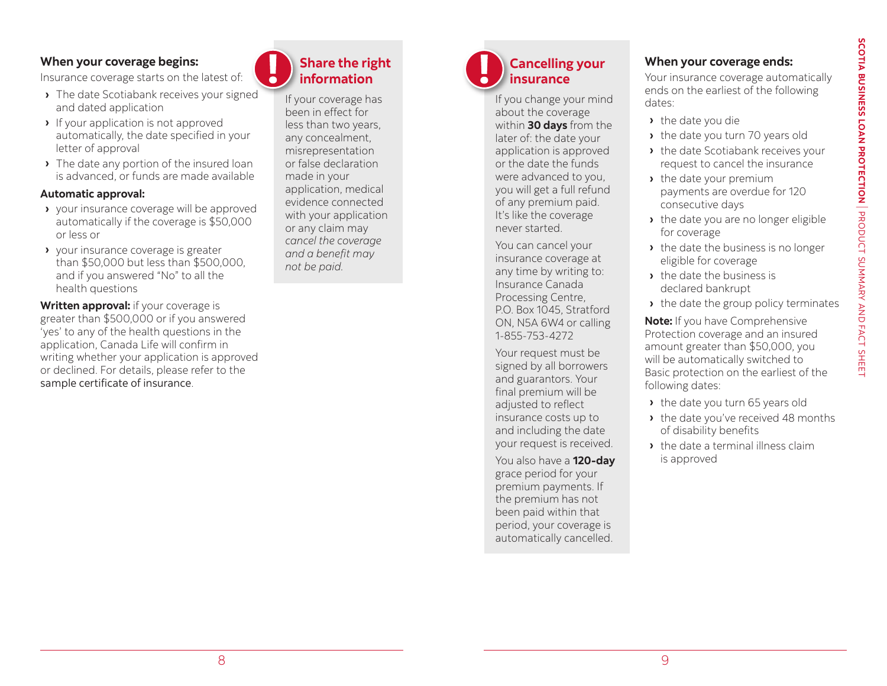### When your coverage begins:

Insurance coverage starts on the latest of:

- The date Scotiabank receives your signed and dated application
- If your application is not approved automatically, the date specified in your letter of approval
- The date any portion of the insured loan is advanced, or funds are made available

**Automatic approval:**

- your insurance coverage will be approved automatically if the coverage is $50,000 or less or
- your insurance coverage is greater than $50,000 but less than $500,000, and if you answered "No" to all the health questions

**Written approval:** if your coverage is greater than $500,000 or if you answered 'yes' to any of the health questions in the application, Canada Life will confirm in writing whether your application is approved or declined. For details, please refer to the sample certificate of insurance.

### Share the right information

If your coverage has been in effect for less than two years, any concealment, misrepresentation or false declaration made in your application, medical evidence connected with your application or any claim may *cancel the coverage and a benefit may not be paid.*

### Cancelling your insurance

If you change your mind about the coverage within **30 days** from the later of: the date your application is approved or the date the funds were advanced to you, you will get a full refund of any premium paid. It's like the coverage never started.

You can cancel your insurance coverage at any time by writing to: Insurance Canada Processing Centre, P.O. Box 1045, Stratford ON, N5A 6W4 or calling 1-855-753-4272

Your request must be signed by all borrowers and guarantors. Your final premium will be adjusted to reflect insurance costs up to and including the date your request is received.

You also have a **120-day** grace period for your premium payments. If the premium has not been paid within that period, your coverage is automatically cancelled.

### When your coverage ends:

Your insurance coverage automatically ends on the earliest of the following dates:

- the date you die
- the date you turn 70 years old
- the date Scotiabank receives your request to cancel the insurance
- the date your premium payments are overdue for 120 consecutive days
- the date you are no longer eligible for coverage
- the date the business is no longer eligible for coverage
- the date the business is declared bankrupt
- the date the group policy terminates

**Note:** If you have Comprehensive Protection coverage and an insured amount greater than $50,000, you will be automatically switched to Basic protection on the earliest of the following dates:

- the date you turn 65 years old
- the date you've received 48 months of disability benefits
- the date a terminal illness claim is approved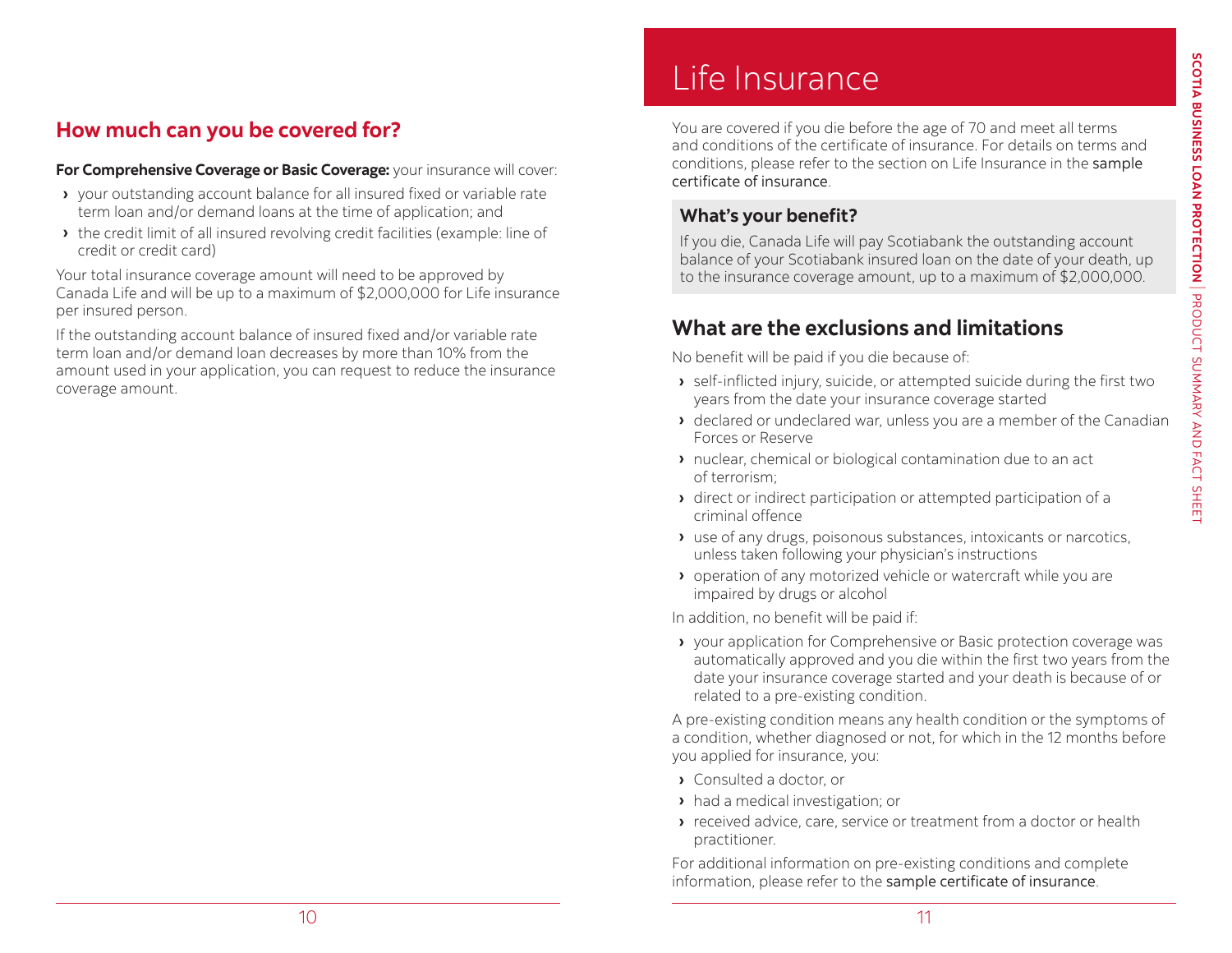## How much can you be covered for?

**For Comprehensive Coverage or Basic Coverage:** your insurance will cover:

- your outstanding account balance for all insured fixed or variable rate term loan and/or demand loans at the time of application; and
- the credit limit of all insured revolving credit facilities (example: line of credit or credit card)

Your total insurance coverage amount will need to be approved by Canada Life and will be up to a maximum of $2,000,000 for Life insurance per insured person.

If the outstanding account balance of insured fixed and/or variable rate term loan and/or demand loan decreases by more than 10% from the amount used in your application, you can request to reduce the insurance coverage amount.

# Life Insurance

You are covered if you die before the age of 70 and meet all terms and conditions of the certificate of insurance. For details on terms and conditions, please refer to the section on Life Insurance in the sample certificate of insurance.

### What's your benefit?

If you die, Canada Life will pay Scotiabank the outstanding account balance of your Scotiabank insured loan on the date of your death, up to the insurance coverage amount, up to a maximum of $2,000,000.

## What are the exclusions and limitations

No benefit will be paid if you die because of:

- self-inflicted injury, suicide, or attempted suicide during the first two years from the date your insurance coverage started
- declared or undeclared war, unless you are a member of the Canadian Forces or Reserve
- nuclear, chemical or biological contamination due to an act of terrorism;
- direct or indirect participation or attempted participation of a criminal offence
- use of any drugs, poisonous substances, intoxicants or narcotics, unless taken following your physician's instructions
- operation of any motorized vehicle or watercraft while you are impaired by drugs or alcohol

In addition, no benefit will be paid if:

- your application for Comprehensive or Basic protection coverage was automatically approved and you die within the first two years from the date your insurance coverage started and your death is because of or related to a pre-existing condition.

A pre-existing condition means any health condition or the symptoms of a condition, whether diagnosed or not, for which in the 12 months before you applied for insurance, you:

- Consulted a doctor, or
- had a medical investigation; or
- received advice, care, service or treatment from a doctor or health practitioner.

For additional information on pre-existing conditions and complete information, please refer to the sample certificate of insurance.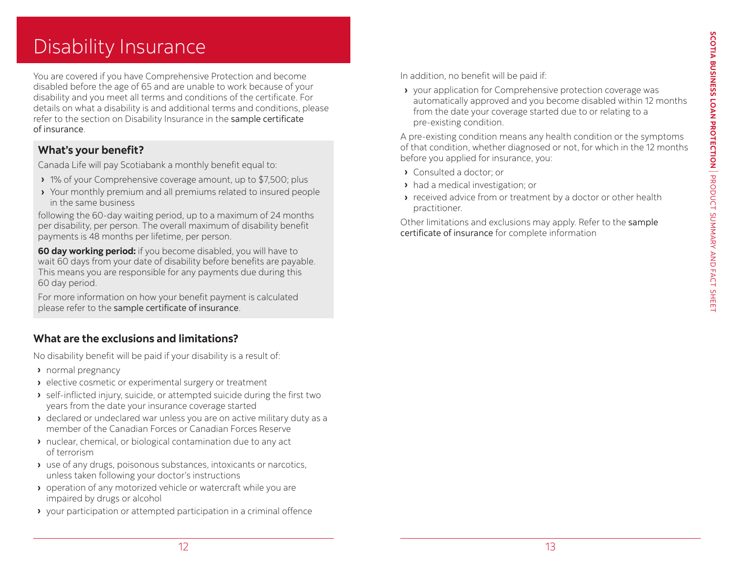# Disability Insurance

You are covered if you have Comprehensive Protection and become disabled before the age of 65 and are unable to work because of your disability and you meet all terms and conditions of the certificate. For details on what a disability is and additional terms and conditions, please refer to the section on Disability Insurance in the sample certificate of insurance.

### What's your benefit?

Canada Life will pay Scotiabank a monthly benefit equal to:

- 1% of your Comprehensive coverage amount, up to $7,500; plus
- Your monthly premium and all premiums related to insured people in the same business

following the 60-day waiting period, up to a maximum of 24 months per disability, per person. The overall maximum of disability benefit payments is 48 months per lifetime, per person.

**60 day working period:** if you become disabled, you will have to wait 60 days from your date of disability before benefits are payable. This means you are responsible for any payments due during this 60 day period.

For more information on how your benefit payment is calculated please refer to the sample certificate of insurance.

### What are the exclusions and limitations?

No disability benefit will be paid if your disability is a result of:

- normal pregnancy
- elective cosmetic or experimental surgery or treatment
- self-inflicted injury, suicide, or attempted suicide during the first two years from the date your insurance coverage started
- declared or undeclared war unless you are on active military duty as a member of the Canadian Forces or Canadian Forces Reserve
- nuclear, chemical, or biological contamination due to any act of terrorism
- use of any drugs, poisonous substances, intoxicants or narcotics, unless taken following your doctor's instructions
- operation of any motorized vehicle or watercraft while you are impaired by drugs or alcohol
- your participation or attempted participation in a criminal offence

In addition, no benefit will be paid if:

- your application for Comprehensive protection coverage was automatically approved and you become disabled within 12 months from the date your coverage started due to or relating to a pre-existing condition.

A pre-existing condition means any health condition or the symptoms of that condition, whether diagnosed or not, for which in the 12 months before you applied for insurance, you:

- Consulted a doctor; or
- had a medical investigation; or
- received advice from or treatment by a doctor or other health practitioner.

Other limitations and exclusions may apply. Refer to the sample certificate of insurance for complete information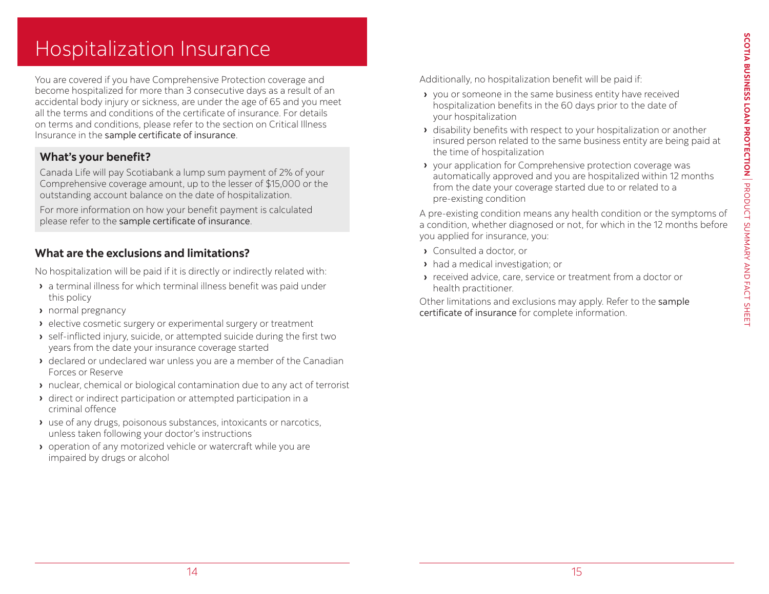# Hospitalization Insurance

You are covered if you have Comprehensive Protection coverage and become hospitalized for more than 3 consecutive days as a result of an accidental body injury or sickness, are under the age of 65 and you meet all the terms and conditions of the certificate of insurance. For details on terms and conditions, please refer to the section on Critical Illness Insurance in the sample certificate of insurance.

### What's your benefit?

Canada Life will pay Scotiabank a lump sum payment of 2% of your Comprehensive coverage amount, up to the lesser of $15,000 or the outstanding account balance on the date of hospitalization.

For more information on how your benefit payment is calculated please refer to the sample certificate of insurance.

### What are the exclusions and limitations?

No hospitalization will be paid if it is directly or indirectly related with:

- a terminal illness for which terminal illness benefit was paid under this policy
- normal pregnancy
- elective cosmetic surgery or experimental surgery or treatment
- self-inflicted injury, suicide, or attempted suicide during the first two years from the date your insurance coverage started
- declared or undeclared war unless you are a member of the Canadian Forces or Reserve
- nuclear, chemical or biological contamination due to any act of terrorist
- direct or indirect participation or attempted participation in a criminal offence
- use of any drugs, poisonous substances, intoxicants or narcotics, unless taken following your doctor's instructions
- operation of any motorized vehicle or watercraft while you are impaired by drugs or alcohol

Additionally, no hospitalization benefit will be paid if:

- you or someone in the same business entity have received hospitalization benefits in the 60 days prior to the date of your hospitalization
- disability benefits with respect to your hospitalization or another insured person related to the same business entity are being paid at the time of hospitalization
- your application for Comprehensive protection coverage was automatically approved and you are hospitalized within 12 months from the date your coverage started due to or related to a pre-existing condition

A pre-existing condition means any health condition or the symptoms of a condition, whether diagnosed or not, for which in the 12 months before you applied for insurance, you:

- Consulted a doctor, or
- had a medical investigation; or
- received advice, care, service or treatment from a doctor or health practitioner.

Other limitations and exclusions may apply. Refer to the sample certificate of insurance for complete information.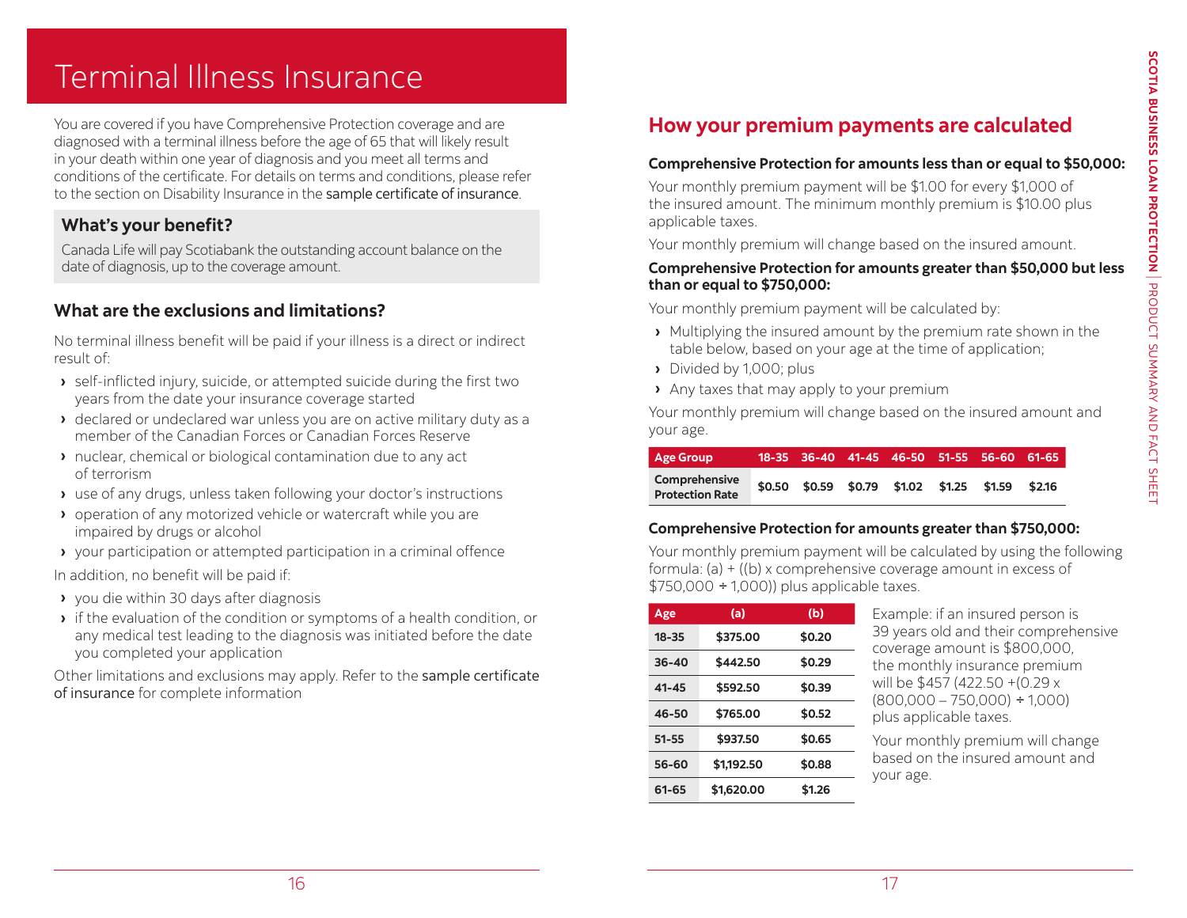# Terminal Illness Insurance

You are covered if you have Comprehensive Protection coverage and are diagnosed with a terminal illness before the age of 65 that will likely result in your death within one year of diagnosis and you meet all terms and conditions of the certificate. For details on terms and conditions, please refer to the section on Disability Insurance in the sample certificate of insurance.

### What's your benefit?

Canada Life will pay Scotiabank the outstanding account balance on the date of diagnosis, up to the coverage amount.

### What are the exclusions and limitations?

No terminal illness benefit will be paid if your illness is a direct or indirect result of:

- self-inflicted injury, suicide, or attempted suicide during the first two years from the date your insurance coverage started
- declared or undeclared war unless you are on active military duty as a member of the Canadian Forces or Canadian Forces Reserve
- nuclear, chemical or biological contamination due to any act of terrorism
- use of any drugs, unless taken following your doctor's instructions
- operation of any motorized vehicle or watercraft while you are impaired by drugs or alcohol
- your participation or attempted participation in a criminal offence

In addition, no benefit will be paid if:

- you die within 30 days after diagnosis
- if the evaluation of the condition or symptoms of a health condition, or any medical test leading to the diagnosis was initiated before the date you completed your application

Other limitations and exclusions may apply. Refer to the sample certificate of insurance for complete information

## How your premium payments are calculated

**Comprehensive Protection for amounts less than or equal to $50,000:**

Your monthly premium payment will be $1.00 for every $1,000 of the insured amount. The minimum monthly premium is $10.00 plus applicable taxes.

Your monthly premium will change based on the insured amount.

**Comprehensive Protection for amounts greater than $50,000 but less than or equal to $750,000:**

Your monthly premium payment will be calculated by:

- Multiplying the insured amount by the premium rate shown in the table below, based on your age at the time of application;
- Divided by 1,000; plus
- Any taxes that may apply to your premium

Your monthly premium will change based on the insured amount and your age.

| Age Group | 18-35 | 36-40 | 41-45 | 46-50 | 51-55 | 56-60 | 61-65 |
|---|---|---|---|---|---|---|---|
| Comprehensive Protection Rate | $0.50 | $0.59 | $0.79 | $1.02 | $1.25 | $1.59 | $2.16 |

**Comprehensive Protection for amounts greater than $750,000:**

Your monthly premium payment will be calculated by using the following formula: (a) + ((b) x comprehensive coverage amount in excess of $750,000 ÷ 1,000)) plus applicable taxes.

| Age | (a) | (b) |
|---|---|---|
| 18-35 | $375.00 | $0.20 |
| 36-40 | $442.50 | $0.29 |
| 41-45 | $592.50 | $0.39 |
| 46-50 | $765.00 | $0.52 |
| 51-55 | $937.50 | $0.65 |
| 56-60 | $1,192.50 | $0.88 |
| 61-65 | $1,620.00 | $1.26 |

Example: if an insured person is 39 years old and their comprehensive coverage amount is $800,000, the monthly insurance premium will be $457 (422.50 +(0.29 x (800,000 – 750,000) ÷ 1,000) plus applicable taxes.

Your monthly premium will change based on the insured amount and your age.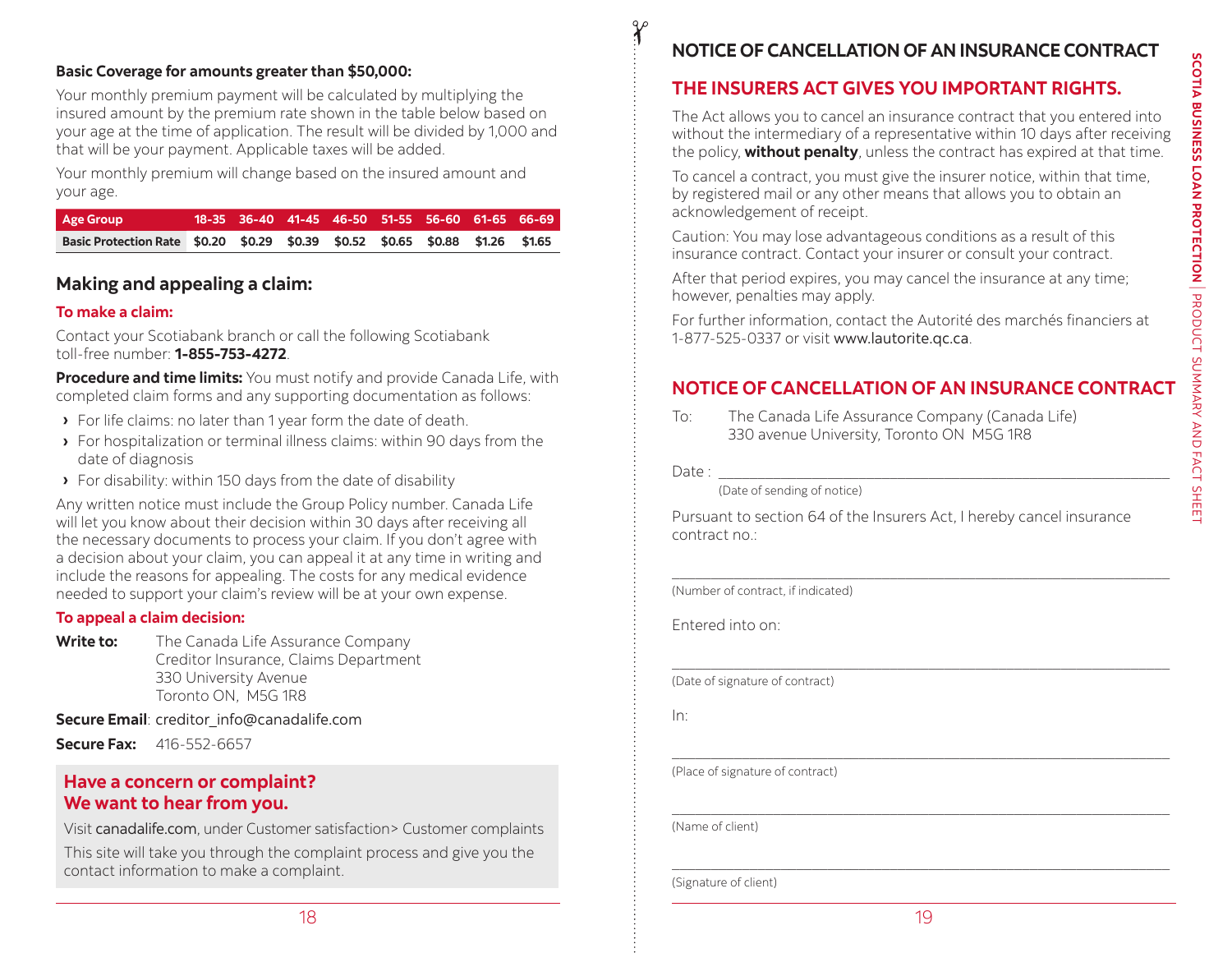**Basic Coverage for amounts greater than $50,000:**

Your monthly premium payment will be calculated by multiplying the insured amount by the premium rate shown in the table below based on your age at the time of application. The result will be divided by 1,000 and that will be your payment. Applicable taxes will be added.

Your monthly premium will change based on the insured amount and your age.

| Age Group | 18-35 | 36-40 | 41-45 | 46-50 | 51-55 | 56-60 | 61-65 | 66-69 |
|---|---|---|---|---|---|---|---|---|
| Basic Protection Rate | $0.20 | $0.29 | $0.39 | $0.52 | $0.65 | $0.88 | $1.26 | $1.65 |

## Making and appealing a claim:

### To make a claim:

Contact your Scotiabank branch or call the following Scotiabank toll-free number: **1-855-753-4272**.

**Procedure and time limits:** You must notify and provide Canada Life, with completed claim forms and any supporting documentation as follows:

- For life claims: no later than 1 year form the date of death.
- For hospitalization or terminal illness claims: within 90 days from the date of diagnosis
- For disability: within 150 days from the date of disability

Any written notice must include the Group Policy number. Canada Life will let you know about their decision within 30 days after receiving all the necessary documents to process your claim. If you don't agree with a decision about your claim, you can appeal it at any time in writing and include the reasons for appealing. The costs for any medical evidence needed to support your claim's review will be at your own expense.

### To appeal a claim decision:

**Write to:** The Canada Life Assurance Company
Creditor Insurance, Claims Department
330 University Avenue
Toronto ON, M5G 1R8

**Secure Email**: creditor_info@canadalife.com

**Secure Fax:** 416-552-6657

### Have a concern or complaint? We want to hear from you.

Visit canadalife.com, under Customer satisfaction> Customer complaints

This site will take you through the complaint process and give you the contact information to make a complaint.

## NOTICE OF CANCELLATION OF AN INSURANCE CONTRACT

### THE INSURERS ACT GIVES YOU IMPORTANT RIGHTS.

The Act allows you to cancel an insurance contract that you entered into without the intermediary of a representative within 10 days after receiving the policy, **without penalty**, unless the contract has expired at that time.

To cancel a contract, you must give the insurer notice, within that time, by registered mail or any other means that allows you to obtain an acknowledgement of receipt.

Caution: You may lose advantageous conditions as a result of this insurance contract. Contact your insurer or consult your contract.

After that period expires, you may cancel the insurance at any time; however, penalties may apply.

For further information, contact the Autorité des marchés financiers at 1-877-525-0337 or visit www.lautorite.qc.ca.

### NOTICE OF CANCELLATION OF AN INSURANCE CONTRACT

To: The Canada Life Assurance Company (Canada Life)
330 avenue University, Toronto ON M5G 1R8

Date : ______________________________
(Date of sending of notice)

Pursuant to section 64 of the Insurers Act, I hereby cancel insurance contract no.:

______________________________
(Number of contract, if indicated)

Entered into on:

______________________________
(Date of signature of contract)

In:

______________________________
(Place of signature of contract)

______________________________
(Name of client)

______________________________
(Signature of client)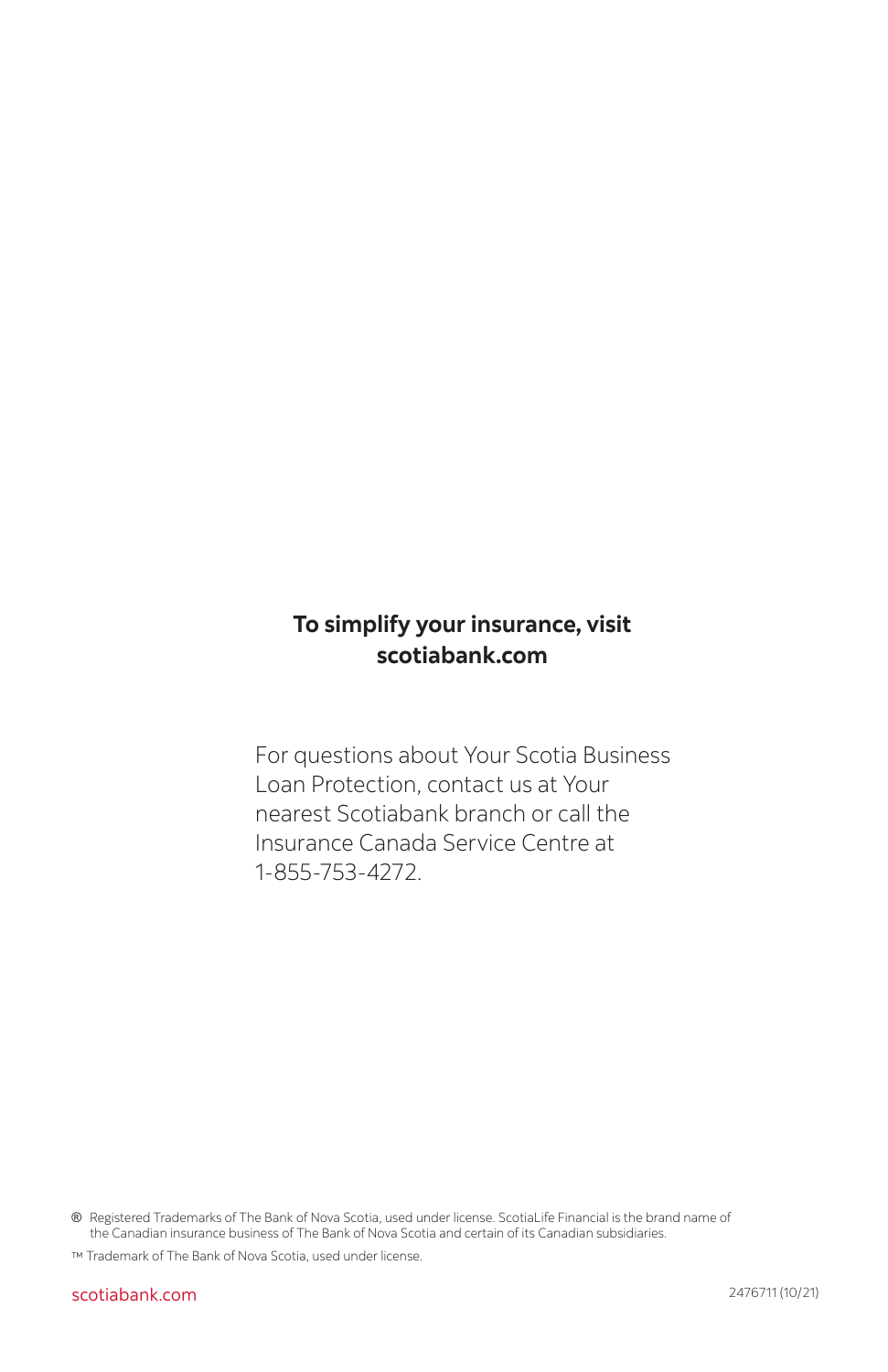**To simplify your insurance, visit scotiabank.com**

For questions about Your Scotia Business Loan Protection, contact us at Your nearest Scotiabank branch or call the Insurance Canada Service Centre at 1-855-753-4272.

® Registered Trademarks of The Bank of Nova Scotia, used under license. ScotiaLife Financial is the brand name of the Canadian insurance business of The Bank of Nova Scotia and certain of its Canadian subsidiaries.

™ Trademark of The Bank of Nova Scotia, used under license.

scotiabank.com

2476711 (10/21)